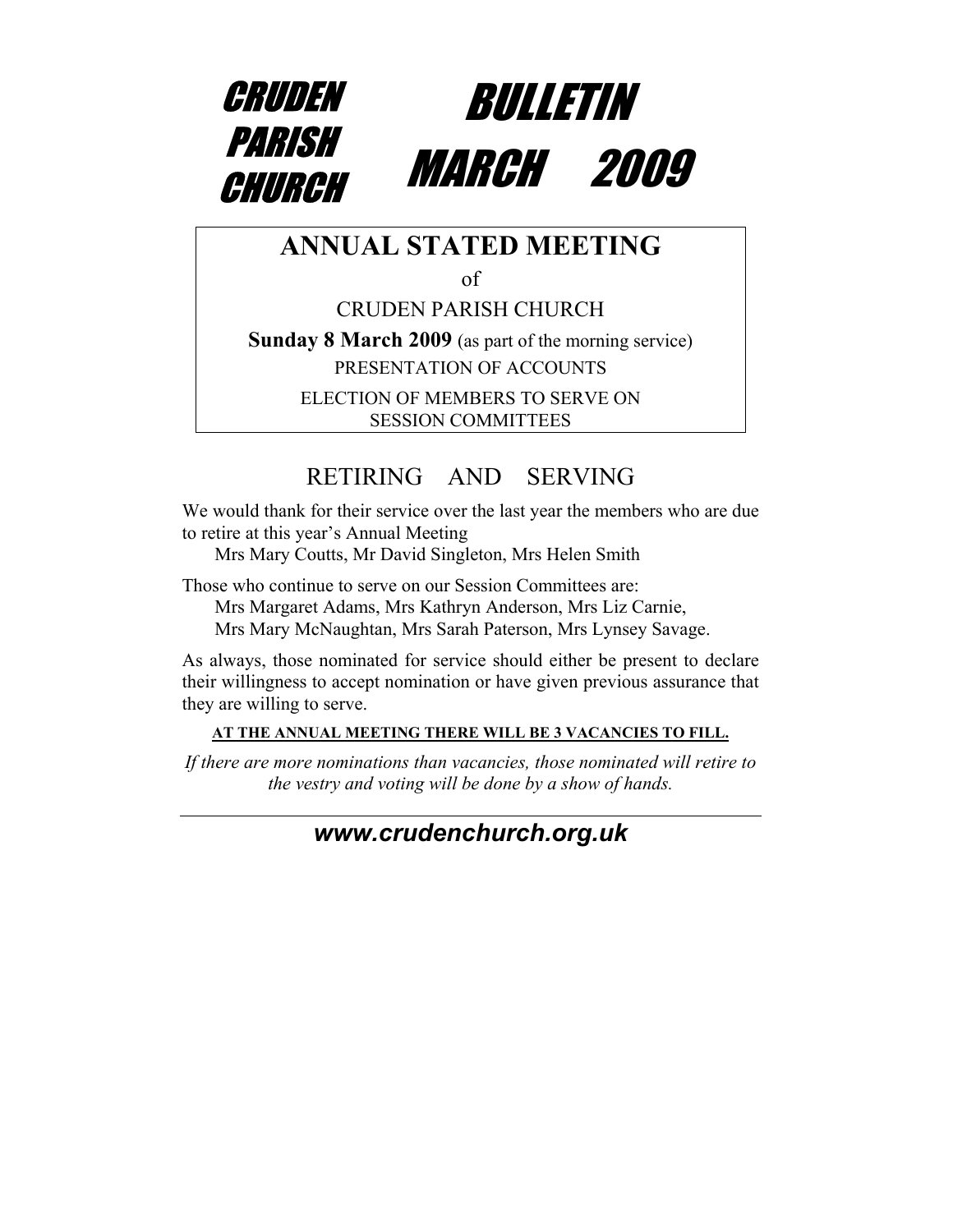# CRUDEN PARISH CHURCH

# BULLETIN MARCH 2009

## ANNUAL STATED MEETING

of

CRUDEN PARISH CHURCH

**Sunday 8 March 2009** (as part of the morning service)

PRESENTATION OF ACCOUNTS

ELECTION OF MEMBERS TO SERVE ON SESSION COMMITTEES

## RETIRING AND SERVING

We would thank for their service over the last year the members who are due to retire at this year's Annual Meeting

Mrs Mary Coutts, Mr David Singleton, Mrs Helen Smith

Those who continue to serve on our Session Committees are:

Mrs Margaret Adams, Mrs Kathryn Anderson, Mrs Liz Carnie,
Mrs Mary McNaughtan, Mrs Sarah Paterson, Mrs Lynsey Savage.

As always, those nominated for service should either be present to declare their willingness to accept nomination or have given previous assurance that they are willing to serve.

**AT THE ANNUAL MEETING THERE WILL BE 3 VACANCIES TO FILL.**

*If there are more nominations than vacancies, those nominated will retire to the vestry and voting will be done by a show of hands.*

---

***www.crudenchurch.org.uk***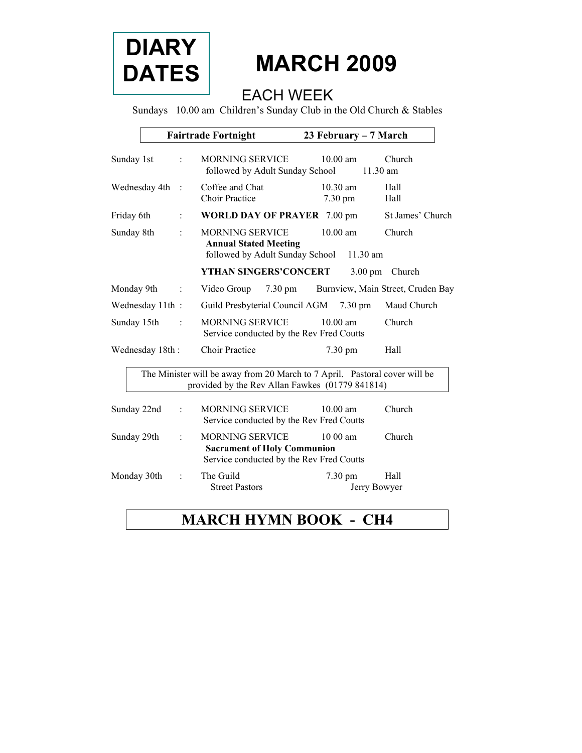# DIARY DATES

# MARCH 2009

## EACH WEEK

Sundays 10.00 am Children's Sunday Club in the Old Church & Stables

**Fairtrade Fortnight 23 February – 7 March**

| Date | | Event | Time | Venue |
|---|---|---|---|---|
| Sunday 1st | : | MORNING SERVICE | 10.00 am | Church |
| | | followed by Adult Sunday School | 11.30 am | |
| Wednesday 4th | : | Coffee and Chat | 10.30 am | Hall |
| | | Choir Practice | 7.30 pm | Hall |
| Friday 6th | : | **WORLD DAY OF PRAYER** | 7.00 pm | St James' Church |
| Sunday 8th | : | MORNING SERVICE | 10.00 am | Church |
| | | **Annual Stated Meeting** | | |
| | | followed by Adult Sunday School | 11.30 am | |
| | | **YTHAN SINGERS'CONCERT** | 3.00 pm | Church |
| Monday 9th | : | Video Group | 7.30 pm | Burnview, Main Street, Cruden Bay |
| Wednesday 11th | : | Guild Presbyterial Council AGM | 7.30 pm | Maud Church |
| Sunday 15th | : | MORNING SERVICE | 10.00 am | Church |
| | | Service conducted by the Rev Fred Coutts | | |
| Wednesday 18th | : | Choir Practice | 7.30 pm | Hall |

The Minister will be away from 20 March to 7 April. Pastoral cover will be provided by the Rev Allan Fawkes (01779 841814)

| Date | | Event | Time | Venue |
|---|---|---|---|---|
| Sunday 22nd | : | MORNING SERVICE | 10.00 am | Church |
| | | Service conducted by the Rev Fred Coutts | | |
| Sunday 29th | : | MORNING SERVICE | 10 00 am | Church |
| | | **Sacrament of Holy Communion** | | |
| | | Service conducted by the Rev Fred Coutts | | |
| Monday 30th | : | The Guild | 7.30 pm | Hall |
| | | Street Pastors | | Jerry Bowyer |

## MARCH HYMN BOOK - CH4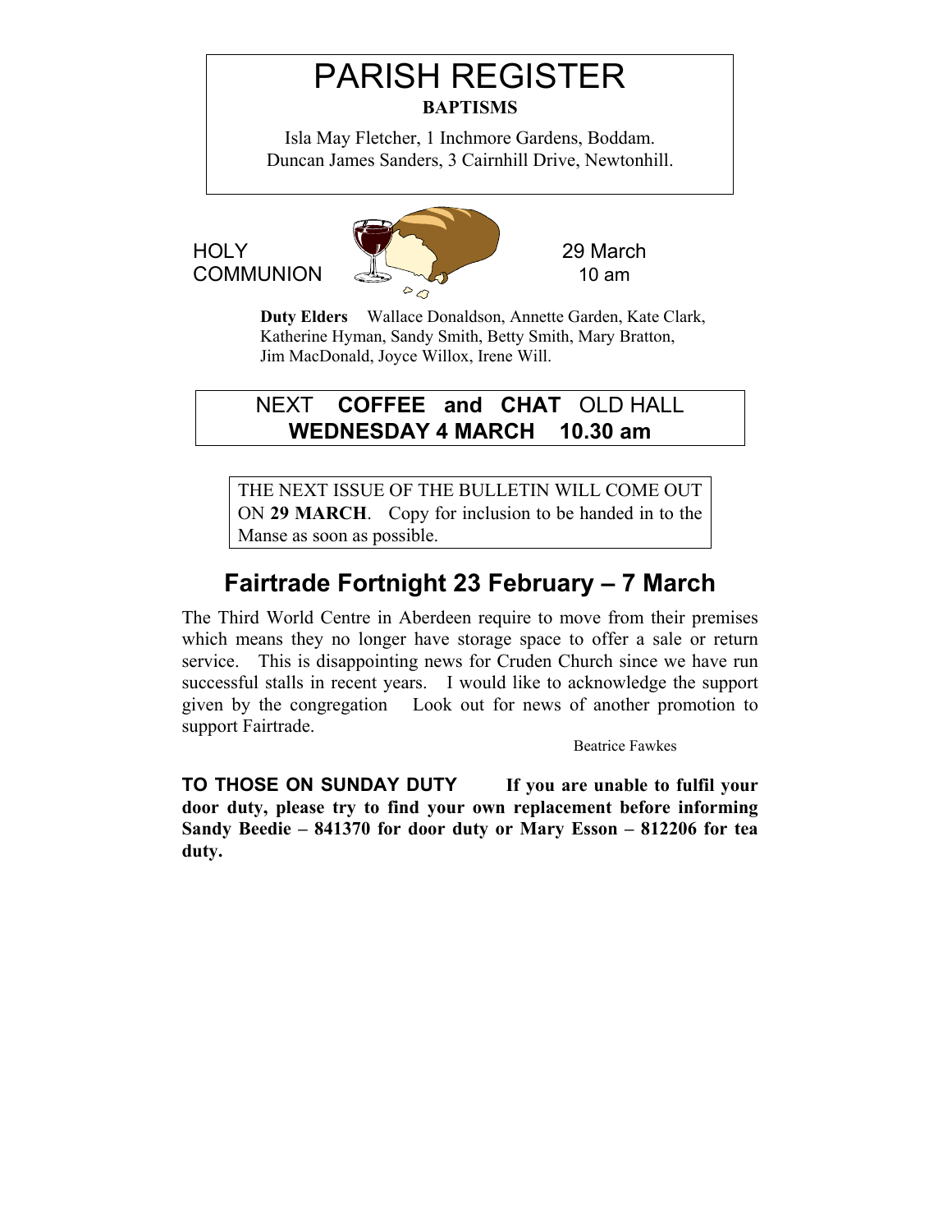# PARISH REGISTER

**BAPTISMS**

Isla May Fletcher, 1 Inchmore Gardens, Boddam.
Duncan James Sanders, 3 Cairnhill Drive, Newtonhill.

HOLY COMMUNION 29 March 10 am

**Duty Elders** Wallace Donaldson, Annette Garden, Kate Clark, Katherine Hyman, Sandy Smith, Betty Smith, Mary Bratton, Jim MacDonald, Joyce Willox, Irene Will.

NEXT **COFFEE and CHAT** OLD HALL
**WEDNESDAY 4 MARCH 10.30 am**

THE NEXT ISSUE OF THE BULLETIN WILL COME OUT ON **29 MARCH**. Copy for inclusion to be handed in to the Manse as soon as possible.

## Fairtrade Fortnight 23 February – 7 March

The Third World Centre in Aberdeen require to move from their premises which means they no longer have storage space to offer a sale or return service. This is disappointing news for Cruden Church since we have run successful stalls in recent years. I would like to acknowledge the support given by the congregation Look out for news of another promotion to support Fairtrade.

Beatrice Fawkes

**TO THOSE ON SUNDAY DUTY If you are unable to fulfil your door duty, please try to find your own replacement before informing Sandy Beedie – 841370 for door duty or Mary Esson – 812206 for tea duty.**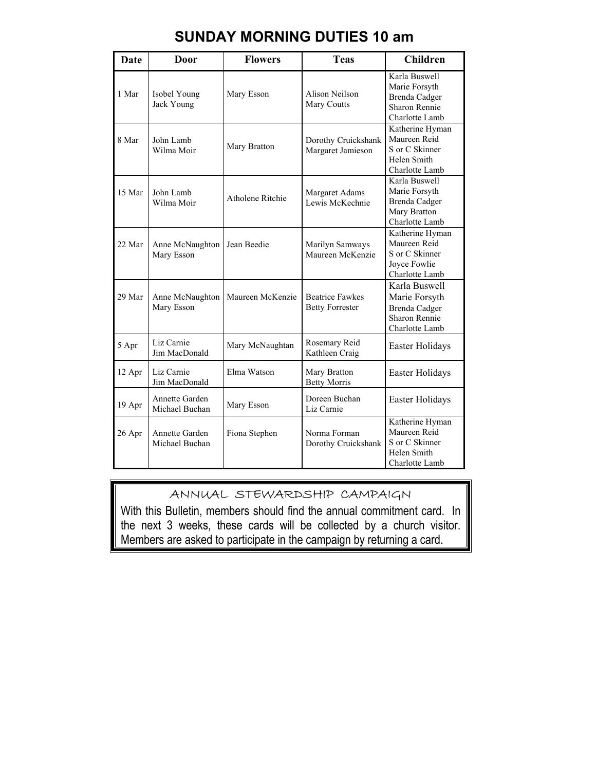# SUNDAY MORNING DUTIES 10 am

| Date | Door | Flowers | Teas | Children |
|---|---|---|---|---|
| 1 Mar | Isobel Young<br>Jack Young | Mary Esson | Alison Neilson<br>Mary Coutts | Karla Buswell<br>Marie Forsyth<br>Brenda Cadger<br>Sharon Rennie<br>Charlotte Lamb |
| 8 Mar | John Lamb<br>Wilma Moir | Mary Bratton | Dorothy Cruickshank<br>Margaret Jamieson | Katherine Hyman<br>Maureen Reid<br>S or C Skinner<br>Helen Smith<br>Charlotte Lamb |
| 15 Mar | John Lamb<br>Wilma Moir | Atholene Ritchie | Margaret Adams<br>Lewis McKechnie | Karla Buswell<br>Marie Forsyth<br>Brenda Cadger<br>Mary Bratton<br>Charlotte Lamb |
| 22 Mar | Anne McNaughton<br>Mary Esson | Jean Beedie | Marilyn Samways<br>Maureen McKenzie | Katherine Hyman<br>Maureen Reid<br>S or C Skinner<br>Joyce Fowlie<br>Charlotte Lamb |
| 29 Mar | Anne McNaughton<br>Mary Esson | Maureen McKenzie | Beatrice Fawkes<br>Betty Forrester | Karla Buswell<br>Marie Forsyth<br>Brenda Cadger<br>Sharon Rennie<br>Charlotte Lamb |
| 5 Apr | Liz Carnie<br>Jim MacDonald | Mary McNaughtan | Rosemary Reid<br>Kathleen Craig | Easter Holidays |
| 12 Apr | Liz Carnie<br>Jim MacDonald | Elma Watson | Mary Bratton<br>Betty Morris | Easter Holidays |
| 19 Apr | Annette Garden<br>Michael Buchan | Mary Esson | Doreen Buchan<br>Liz Carnie | Easter Holidays |
| 26 Apr | Annette Garden<br>Michael Buchan | Fiona Stephen | Norma Forman<br>Dorothy Cruickshank | Katherine Hyman<br>Maureen Reid<br>S or C Skinner<br>Helen Smith<br>Charlotte Lamb |

## ANNUAL STEWARDSHIP CAMPAIGN

With this Bulletin, members should find the annual commitment card. In the next 3 weeks, these cards will be collected by a church visitor. Members are asked to participate in the campaign by returning a card.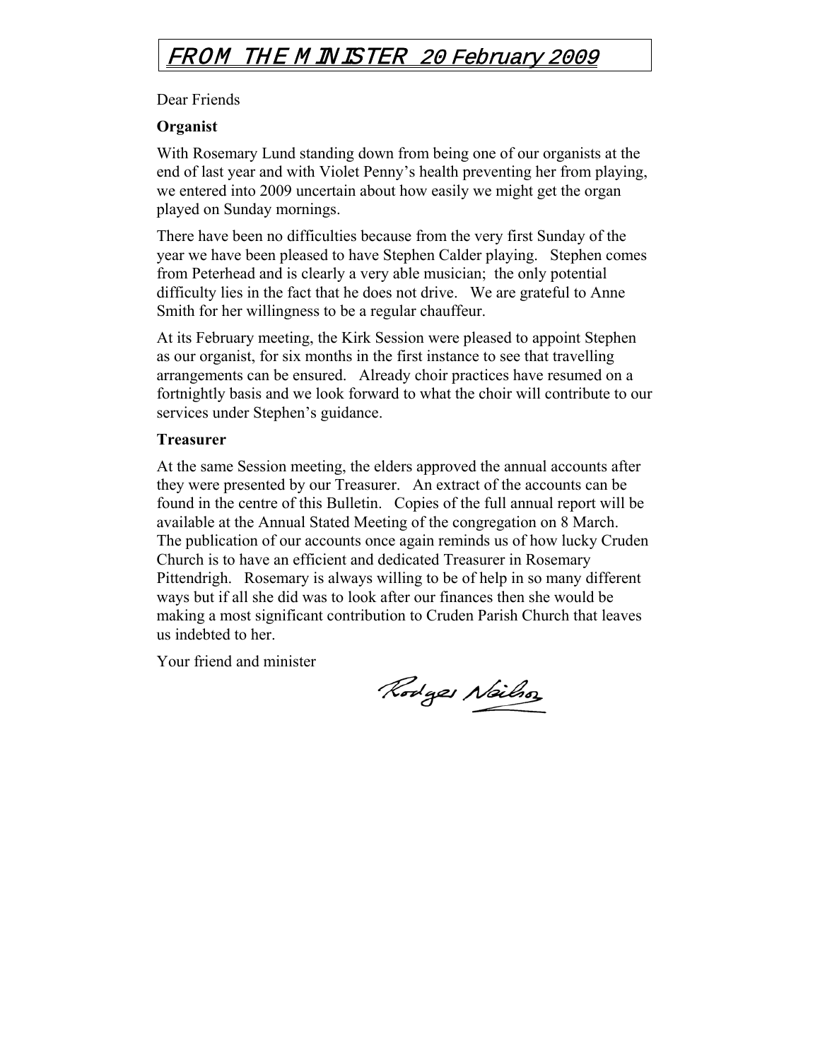# *FROM THE MINISTER 20 February 2009*

Dear Friends

**Organist**

With Rosemary Lund standing down from being one of our organists at the end of last year and with Violet Penny's health preventing her from playing, we entered into 2009 uncertain about how easily we might get the organ played on Sunday mornings.

There have been no difficulties because from the very first Sunday of the year we have been pleased to have Stephen Calder playing. Stephen comes from Peterhead and is clearly a very able musician; the only potential difficulty lies in the fact that he does not drive. We are grateful to Anne Smith for her willingness to be a regular chauffeur.

At its February meeting, the Kirk Session were pleased to appoint Stephen as our organist, for six months in the first instance to see that travelling arrangements can be ensured. Already choir practices have resumed on a fortnightly basis and we look forward to what the choir will contribute to our services under Stephen's guidance.

**Treasurer**

At the same Session meeting, the elders approved the annual accounts after they were presented by our Treasurer. An extract of the accounts can be found in the centre of this Bulletin. Copies of the full annual report will be available at the Annual Stated Meeting of the congregation on 8 March. The publication of our accounts once again reminds us of how lucky Cruden Church is to have an efficient and dedicated Treasurer in Rosemary Pittendrigh. Rosemary is always willing to be of help in so many different ways but if all she did was to look after our finances then she would be making a most significant contribution to Cruden Parish Church that leaves us indebted to her.

Your friend and minister

Rodger Neilson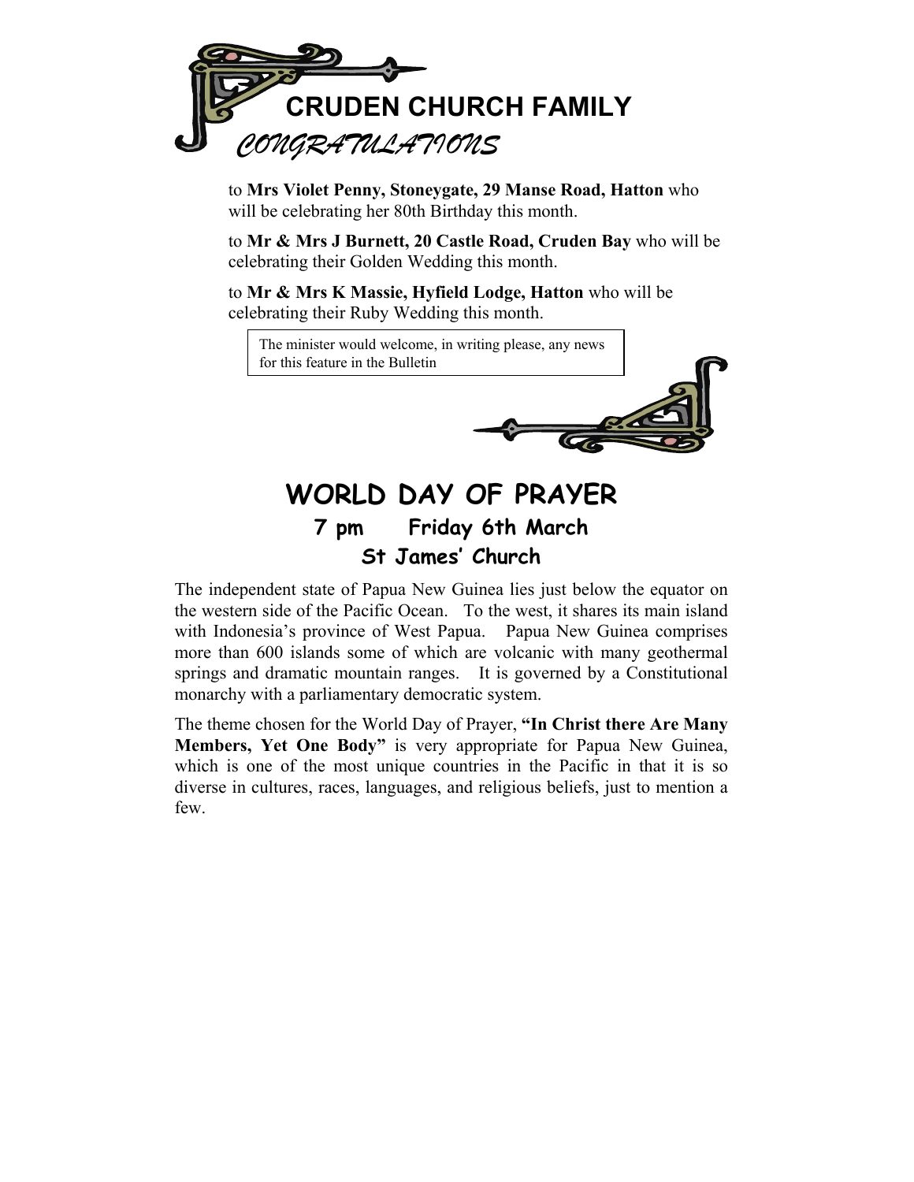# CRUDEN CHURCH FAMILY

*CONGRATULATIONS*

to **Mrs Violet Penny, Stoneygate, 29 Manse Road, Hatton** who will be celebrating her 80th Birthday this month.

to **Mr & Mrs J Burnett, 20 Castle Road, Cruden Bay** who will be celebrating their Golden Wedding this month.

to **Mr & Mrs K Massie, Hyfield Lodge, Hatton** who will be celebrating their Ruby Wedding this month.

The minister would welcome, in writing please, any news for this feature in the Bulletin

# WORLD DAY OF PRAYER

## 7 pm Friday 6th March

## St James' Church

The independent state of Papua New Guinea lies just below the equator on the western side of the Pacific Ocean. To the west, it shares its main island with Indonesia's province of West Papua. Papua New Guinea comprises more than 600 islands some of which are volcanic with many geothermal springs and dramatic mountain ranges. It is governed by a Constitutional monarchy with a parliamentary democratic system.

The theme chosen for the World Day of Prayer, **"In Christ there Are Many Members, Yet One Body"** is very appropriate for Papua New Guinea, which is one of the most unique countries in the Pacific in that it is so diverse in cultures, races, languages, and religious beliefs, just to mention a few.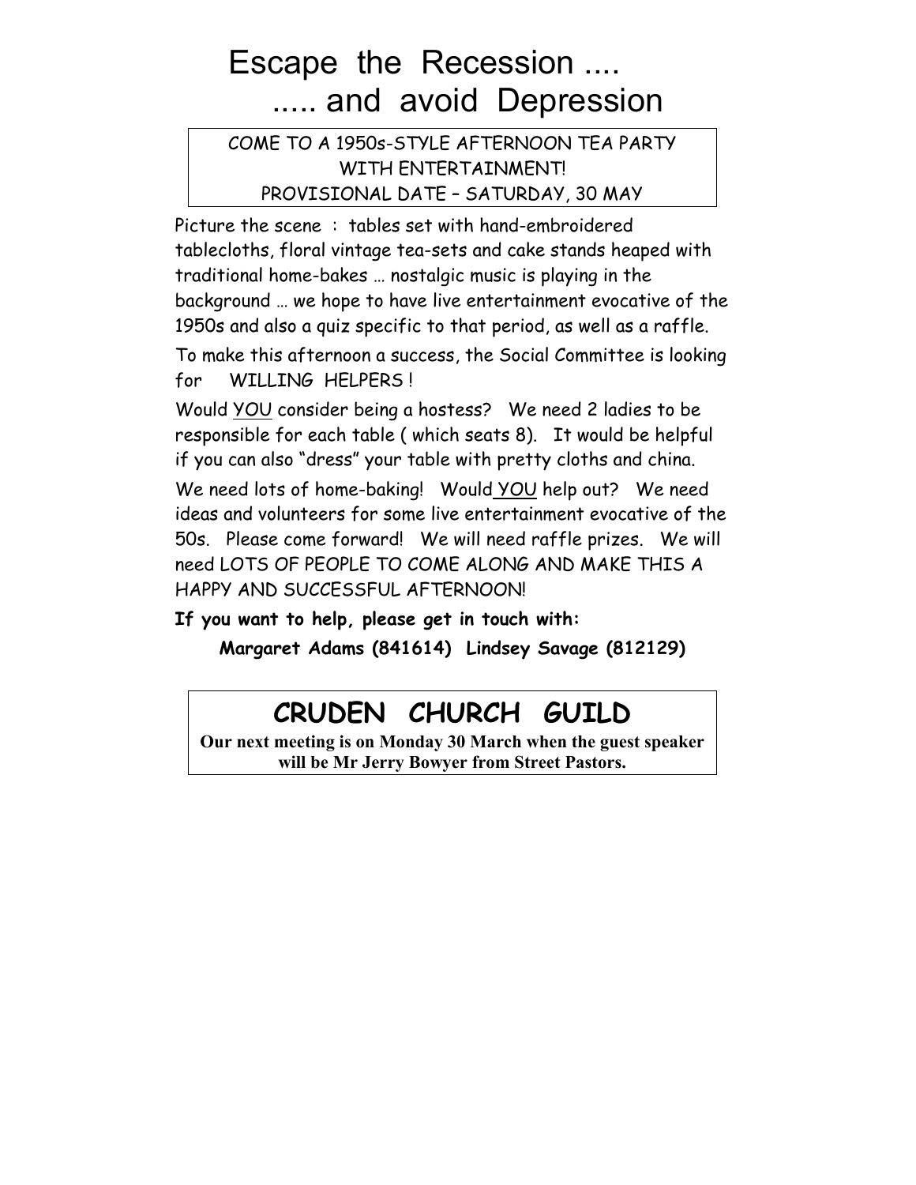# Escape the Recession ....
# ..... and avoid Depression

COME TO A 1950s-STYLE AFTERNOON TEA PARTY
WITH ENTERTAINMENT!
PROVISIONAL DATE – SATURDAY, 30 MAY

Picture the scene : tables set with hand-embroidered tablecloths, floral vintage tea-sets and cake stands heaped with traditional home-bakes … nostalgic music is playing in the background … we hope to have live entertainment evocative of the 1950s and also a quiz specific to that period, as well as a raffle.

To make this afternoon a success, the Social Committee is looking for WILLING HELPERS !

Would <u>YOU</u> consider being a hostess? We need 2 ladies to be responsible for each table ( which seats 8). It would be helpful if you can also "dress" your table with pretty cloths and china.

We need lots of home-baking! Would <u>YOU</u> help out? We need ideas and volunteers for some live entertainment evocative of the 50s. Please come forward! We will need raffle prizes. We will need LOTS OF PEOPLE TO COME ALONG AND MAKE THIS A HAPPY AND SUCCESSFUL AFTERNOON!

**If you want to help, please get in touch with:**

**Margaret Adams (841614) Lindsey Savage (812129)**

## CRUDEN CHURCH GUILD

**Our next meeting is on Monday 30 March when the guest speaker will be Mr Jerry Bowyer from Street Pastors.**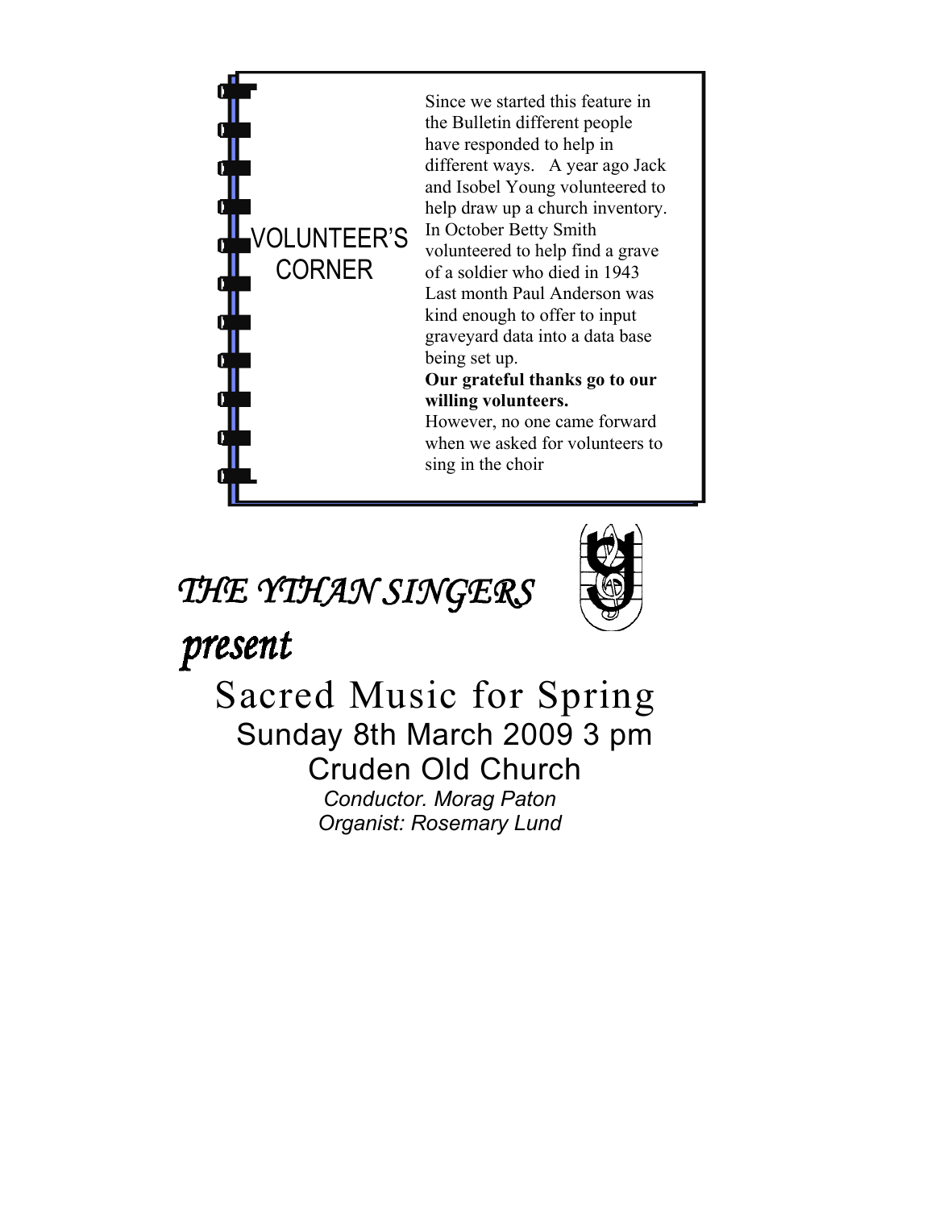## VOLUNTEER'S CORNER

Since we started this feature in the Bulletin different people have responded to help in different ways. A year ago Jack and Isobel Young volunteered to help draw up a church inventory. In October Betty Smith volunteered to help find a grave of a soldier who died in 1943 Last month Paul Anderson was kind enough to offer to input graveyard data into a data base being set up.

**Our grateful thanks go to our willing volunteers.**

However, no one came forward when we asked for volunteers to sing in the choir

*THE YTHAN SINGERS*

*present*

# Sacred Music for Spring

## Sunday 8th March 2009 3 pm

## Cruden Old Church

*Conductor. Morag Paton*

*Organist: Rosemary Lund*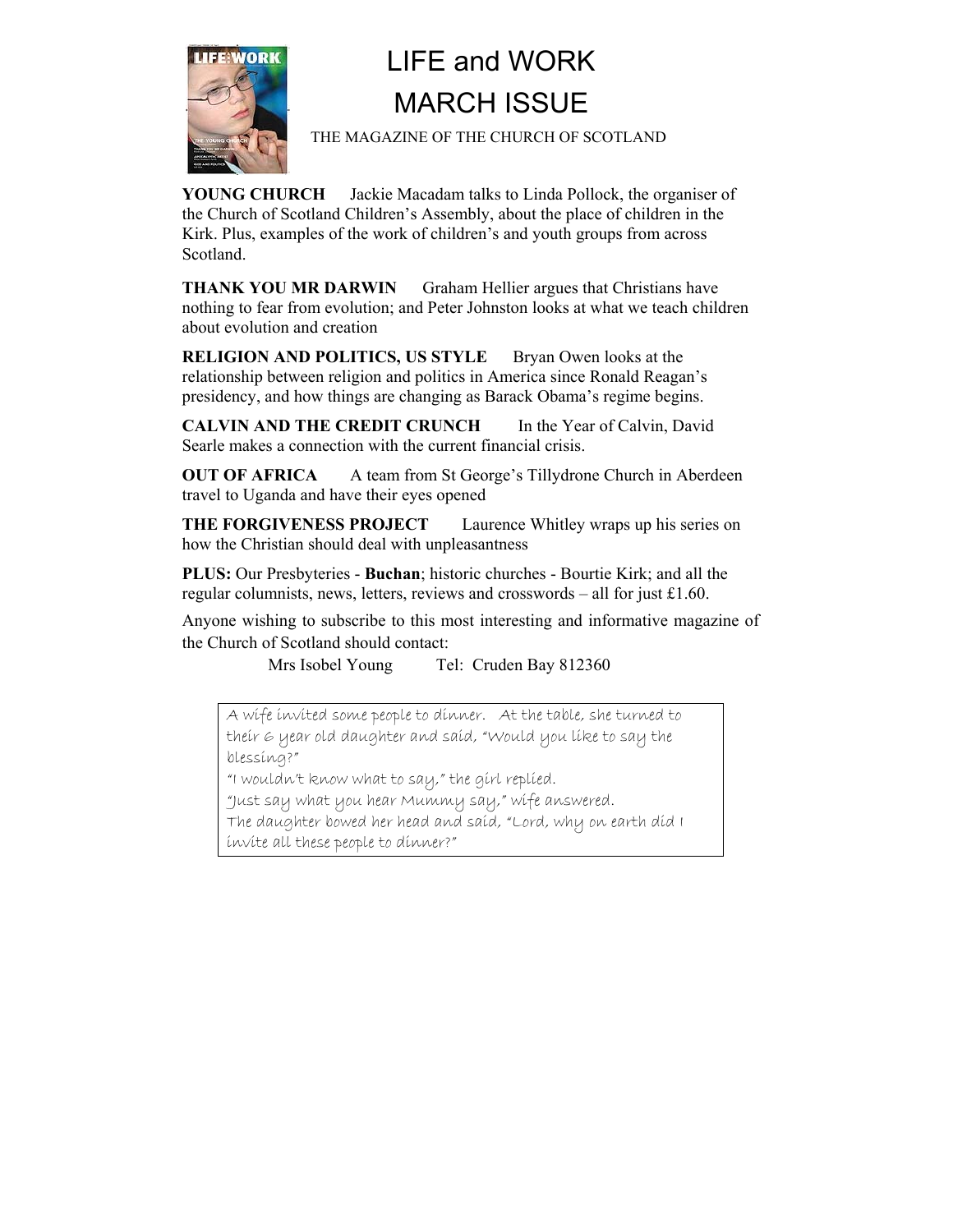# LIFE and WORK

# MARCH ISSUE

THE MAGAZINE OF THE CHURCH OF SCOTLAND

**YOUNG CHURCH** Jackie Macadam talks to Linda Pollock, the organiser of the Church of Scotland Children's Assembly, about the place of children in the Kirk. Plus, examples of the work of children's and youth groups from across Scotland.

**THANK YOU MR DARWIN** Graham Hellier argues that Christians have nothing to fear from evolution; and Peter Johnston looks at what we teach children about evolution and creation

**RELIGION AND POLITICS, US STYLE** Bryan Owen looks at the relationship between religion and politics in America since Ronald Reagan's presidency, and how things are changing as Barack Obama's regime begins.

**CALVIN AND THE CREDIT CRUNCH** In the Year of Calvin, David Searle makes a connection with the current financial crisis.

**OUT OF AFRICA** A team from St George's Tillydrone Church in Aberdeen travel to Uganda and have their eyes opened

**THE FORGIVENESS PROJECT** Laurence Whitley wraps up his series on how the Christian should deal with unpleasantness

**PLUS:** Our Presbyteries - **Buchan**; historic churches - Bourtie Kirk; and all the regular columnists, news, letters, reviews and crosswords – all for just £1.60.

Anyone wishing to subscribe to this most interesting and informative magazine of the Church of Scotland should contact:

Mrs Isobel Young Tel: Cruden Bay 812360

A wife invited some people to dinner. At the table, she turned to their 6 year old daughter and said, "Would you like to say the blessing?"
"I wouldn't know what to say," the girl replied.
"Just say what you hear Mummy say," wife answered.
The daughter bowed her head and said, "Lord, why on earth did I invite all these people to dinner?"